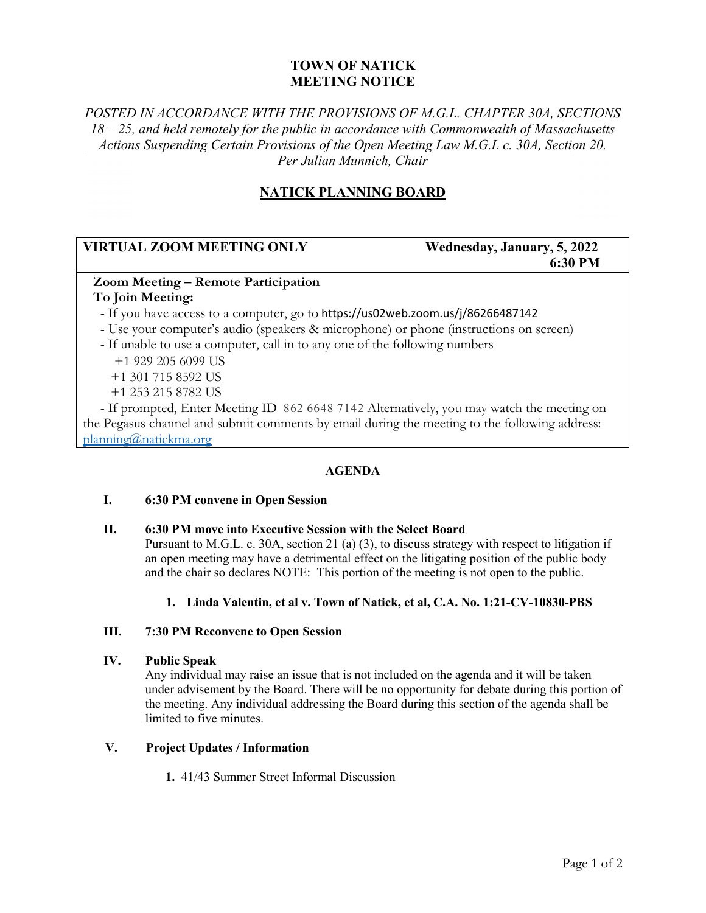# TOWN OF NATICK
# MEETING NOTICE

*POSTED IN ACCORDANCE WITH THE PROVISIONS OF M.G.L. CHAPTER 30A, SECTIONS 18 – 25, and held remotely for the public in accordance with Commonwealth of Massachusetts Actions Suspending Certain Provisions of the Open Meeting Law M.G.L c. 30A, Section 20. Per Julian Munnich, Chair*

## NATICK PLANNING BOARD

| **VIRTUAL ZOOM MEETING ONLY** | **Wednesday, January, 5, 2022 6:30 PM** |
|---|---|

**Zoom Meeting – Remote Participation**
**To Join Meeting:**

- If you have access to a computer, go to https://us02web.zoom.us/j/86266487142
- Use your computer's audio (speakers & microphone) or phone (instructions on screen)
- If unable to use a computer, call in to any one of the following numbers
  - +1 929 205 6099 US
  - +1 301 715 8592 US
  - +1 253 215 8782 US
- If prompted, Enter Meeting ID 862 6648 7142 Alternatively, you may watch the meeting on the Pegasus channel and submit comments by email during the meeting to the following address: planning@natickma.org

### AGENDA

**I. 6:30 PM convene in Open Session**

**II. 6:30 PM move into Executive Session with the Select Board**

Pursuant to M.G.L. c. 30A, section 21 (a) (3), to discuss strategy with respect to litigation if an open meeting may have a detrimental effect on the litigating position of the public body and the chair so declares NOTE: This portion of the meeting is not open to the public.

1. **Linda Valentin, et al v. Town of Natick, et al, C.A. No. 1:21-CV-10830-PBS**

**III. 7:30 PM Reconvene to Open Session**

**IV. Public Speak**

Any individual may raise an issue that is not included on the agenda and it will be taken under advisement by the Board. There will be no opportunity for debate during this portion of the meeting. Any individual addressing the Board during this section of the agenda shall be limited to five minutes.

**V. Project Updates / Information**

1. 41/43 Summer Street Informal Discussion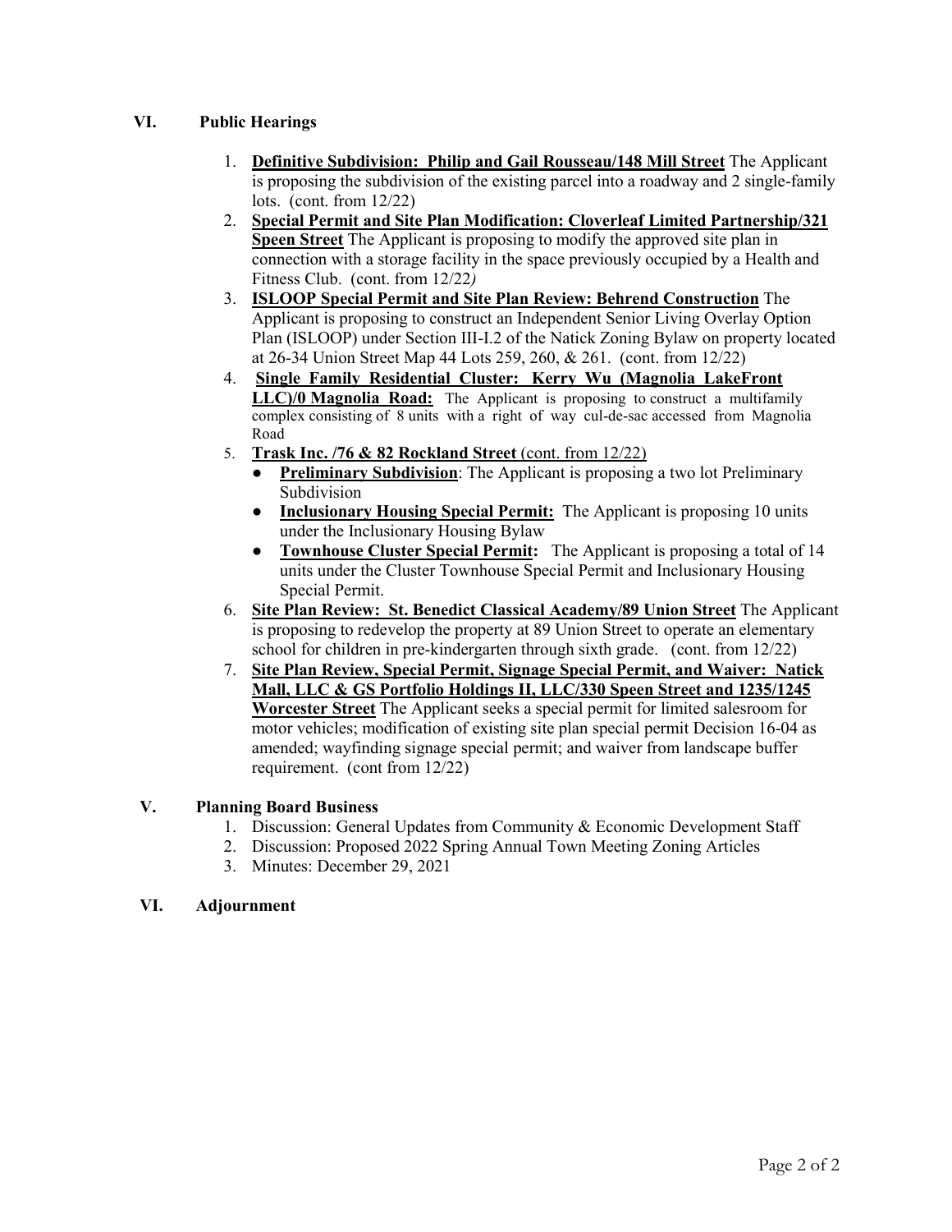## VI. Public Hearings

1. **Definitive Subdivision: Philip and Gail Rousseau/148 Mill Street** The Applicant is proposing the subdivision of the existing parcel into a roadway and 2 single-family lots. (cont. from 12/22)
2. **Special Permit and Site Plan Modification: Cloverleaf Limited Partnership/321 Speen Street** The Applicant is proposing to modify the approved site plan in connection with a storage facility in the space previously occupied by a Health and Fitness Club. (cont. from 12/22*)*
3. **ISLOOP Special Permit and Site Plan Review: Behrend Construction** The Applicant is proposing to construct an Independent Senior Living Overlay Option Plan (ISLOOP) under Section III-I.2 of the Natick Zoning Bylaw on property located at 26-34 Union Street Map 44 Lots 259, 260, & 261. (cont. from 12/22)
4. **Single Family Residential Cluster: Kerry Wu (Magnolia LakeFront LLC)/0 Magnolia Road:** The Applicant is proposing to construct a multifamily complex consisting of 8 units with a right of way cul-de-sac accessed from Magnolia Road
5. **Trask Inc. /76 & 82 Rockland Street** (cont. from 12/22)
   - **Preliminary Subdivision**: The Applicant is proposing a two lot Preliminary Subdivision
   - **Inclusionary Housing Special Permit:** The Applicant is proposing 10 units under the Inclusionary Housing Bylaw
   - **Townhouse Cluster Special Permit:** The Applicant is proposing a total of 14 units under the Cluster Townhouse Special Permit and Inclusionary Housing Special Permit.
6. **Site Plan Review: St. Benedict Classical Academy/89 Union Street** The Applicant is proposing to redevelop the property at 89 Union Street to operate an elementary school for children in pre-kindergarten through sixth grade. (cont. from 12/22)
7. **Site Plan Review, Special Permit, Signage Special Permit, and Waiver: Natick Mall, LLC & GS Portfolio Holdings II, LLC/330 Speen Street and 1235/1245 Worcester Street** The Applicant seeks a special permit for limited salesroom for motor vehicles; modification of existing site plan special permit Decision 16-04 as amended; wayfinding signage special permit; and waiver from landscape buffer requirement. (cont from 12/22)

## V. Planning Board Business

1. Discussion: General Updates from Community & Economic Development Staff
2. Discussion: Proposed 2022 Spring Annual Town Meeting Zoning Articles
3. Minutes: December 29, 2021

## VI. Adjournment